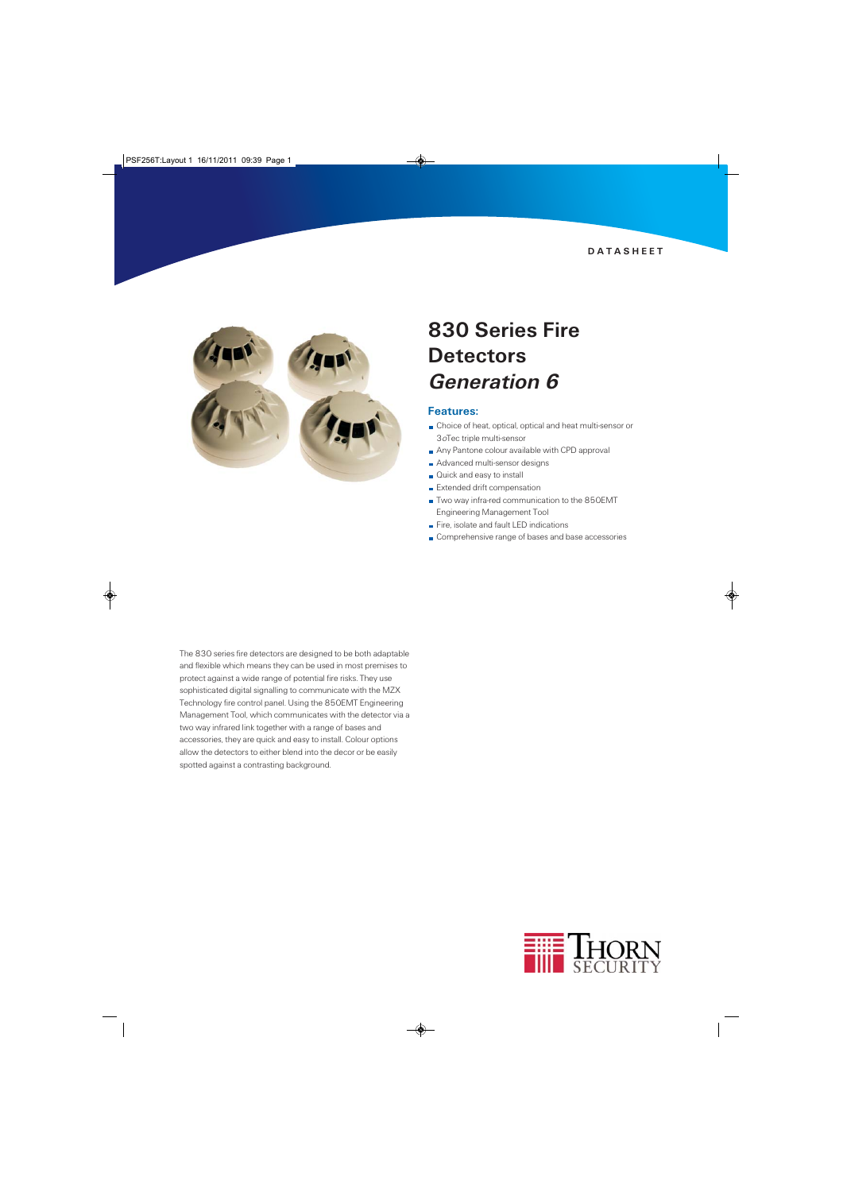DATASHEET

# 830 Series Fire Detectors *Generation 6*

## Features:

- Choice of heat, optical, optical and heat multi-sensor or 3oTec triple multi-sensor
- Any Pantone colour available with CPD approval
- Advanced multi-sensor designs
- Quick and easy to install
- Extended drift compensation
- Two way infra-red communication to the 850EMT Engineering Management Tool
- Fire, isolate and fault LED indications
- Comprehensive range of bases and base accessories

The 830 series fire detectors are designed to be both adaptable and flexible which means they can be used in most premises to protect against a wide range of potential fire risks. They use sophisticated digital signalling to communicate with the MZX Technology fire control panel. Using the 850EMT Engineering Management Tool, which communicates with the detector via a two way infrared link together with a range of bases and accessories, they are quick and easy to install. Colour options allow the detectors to either blend into the decor or be easily spotted against a contrasting background.

THORN SECURITY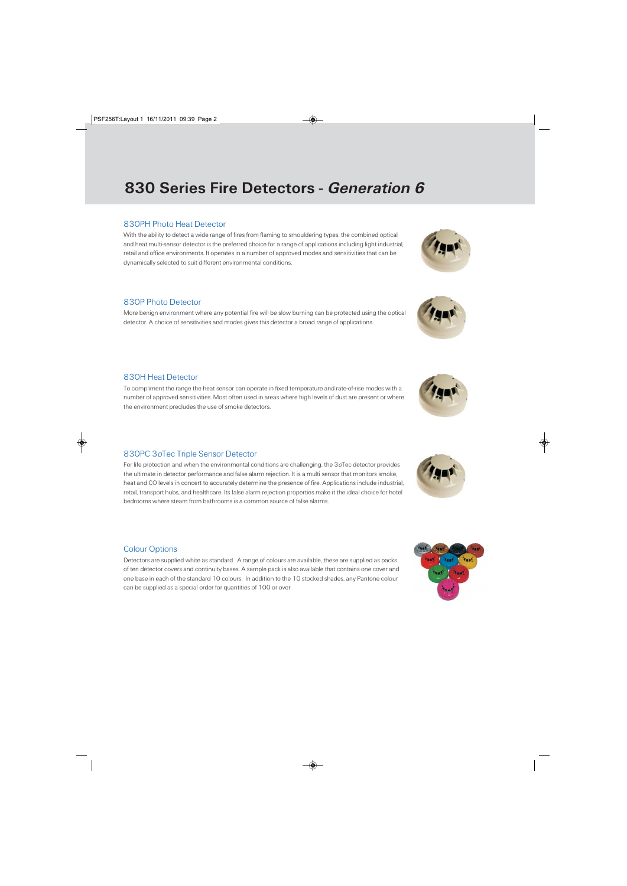# 830 Series Fire Detectors - *Generation 6*

## 830PH Photo Heat Detector

With the ability to detect a wide range of fires from flaming to smouldering types, the combined optical and heat multi-sensor detector is the preferred choice for a range of applications including light industrial, retail and office environments. It operates in a number of approved modes and sensitivities that can be dynamically selected to suit different environmental conditions.

## 830P Photo Detector

More benign environment where any potential fire will be slow burning can be protected using the optical detector. A choice of sensitivities and modes gives this detector a broad range of applications.

## 830H Heat Detector

To compliment the range the heat sensor can operate in fixed temperature and rate-of-rise modes with a number of approved sensitivities. Most often used in areas where high levels of dust are present or where the environment precludes the use of smoke detectors.

## 830PC 3oTec Triple Sensor Detector

For life protection and when the environmental conditions are challenging, the 3oTec detector provides the ultimate in detector performance and false alarm rejection. It is a multi sensor that monitors smoke, heat and CO levels in concert to accurately determine the presence of fire. Applications include industrial, retail, transport hubs, and healthcare. Its false alarm rejection properties make it the ideal choice for hotel bedrooms where steam from bathrooms is a common source of false alarms.

## Colour Options

Detectors are supplied white as standard. A range of colours are available, these are supplied as packs of ten detector covers and continuity bases. A sample pack is also available that contains one cover and one base in each of the standard 10 colours. In addition to the 10 stocked shades, any Pantone colour can be supplied as a special order for quantities of 100 or over.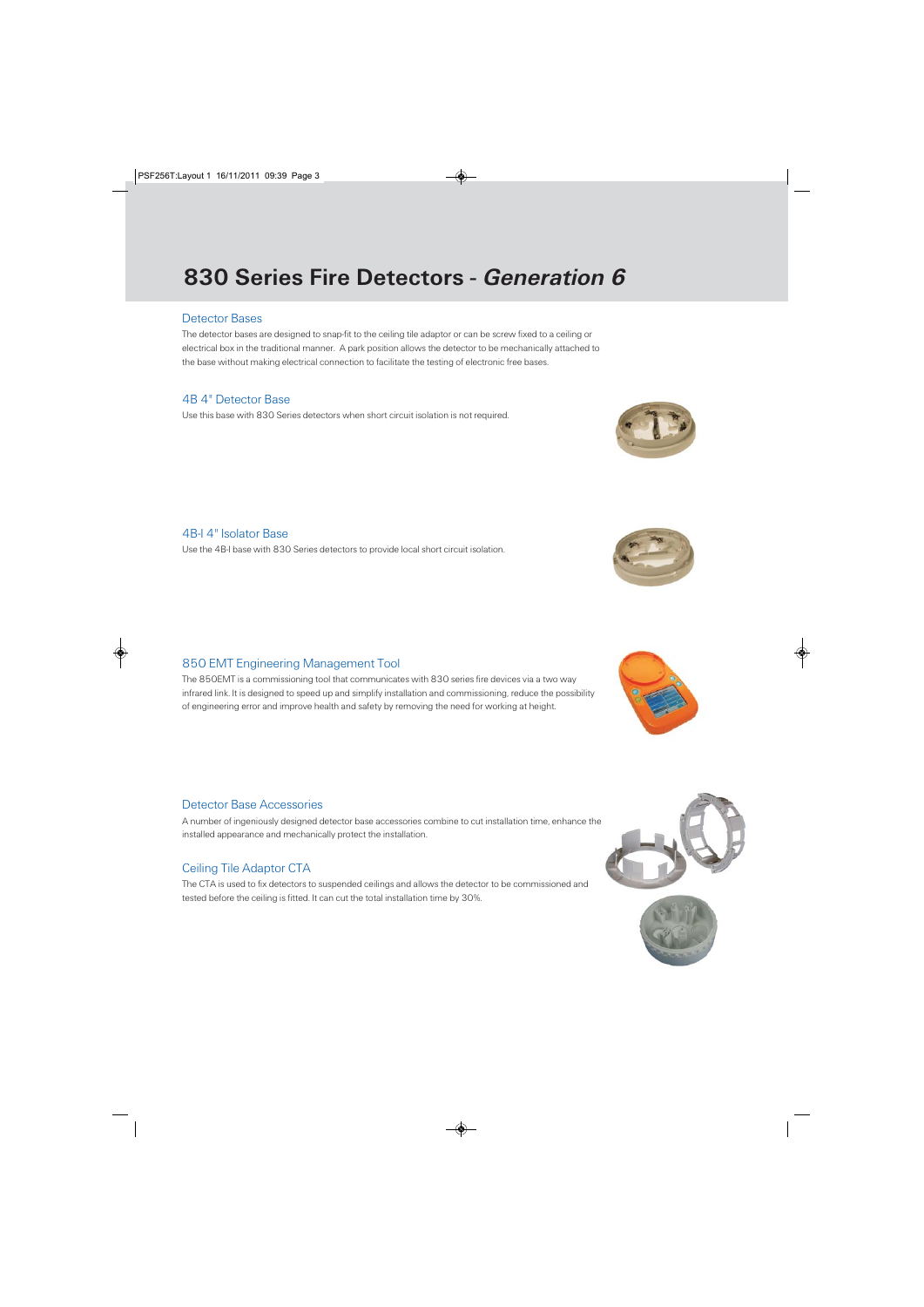# 830 Series Fire Detectors - *Generation 6*

## Detector Bases

The detector bases are designed to snap-fit to the ceiling tile adaptor or can be screw fixed to a ceiling or electrical box in the traditional manner. A park position allows the detector to be mechanically attached to the base without making electrical connection to facilitate the testing of electronic free bases.

## 4B 4" Detector Base

Use this base with 830 Series detectors when short circuit isolation is not required.

## 4B-I 4" Isolator Base

Use the 4B-I base with 830 Series detectors to provide local short circuit isolation.

## 850 EMT Engineering Management Tool

The 850EMT is a commissioning tool that communicates with 830 series fire devices via a two way infrared link. It is designed to speed up and simplify installation and commissioning, reduce the possibility of engineering error and improve health and safety by removing the need for working at height.

## Detector Base Accessories

A number of ingeniously designed detector base accessories combine to cut installation time, enhance the installed appearance and mechanically protect the installation.

## Ceiling Tile Adaptor CTA

The CTA is used to fix detectors to suspended ceilings and allows the detector to be commissioned and tested before the ceiling is fitted. It can cut the total installation time by 30%.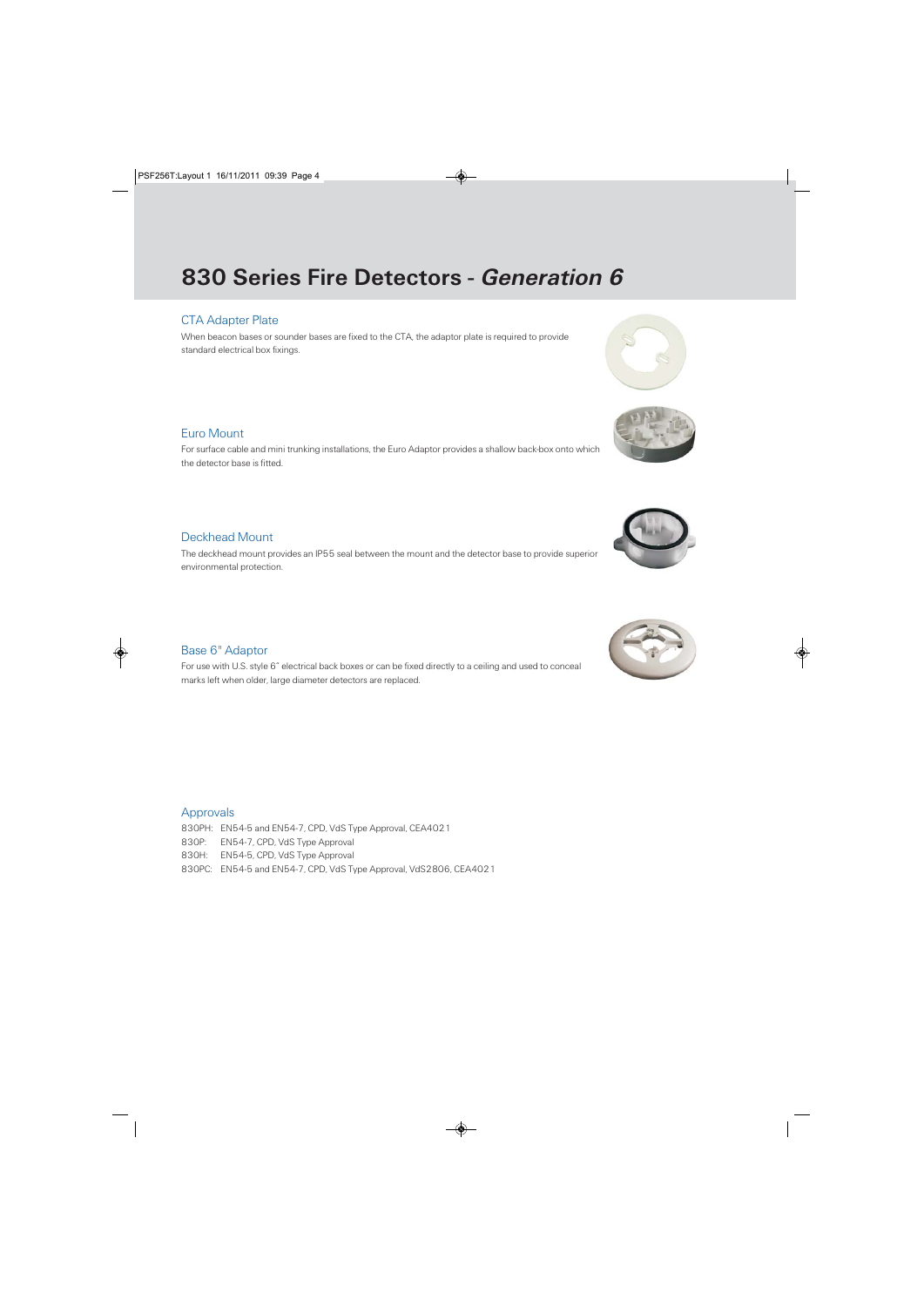# 830 Series Fire Detectors - *Generation 6*

## CTA Adapter Plate

When beacon bases or sounder bases are fixed to the CTA, the adaptor plate is required to provide standard electrical box fixings.

## Euro Mount

For surface cable and mini trunking installations, the Euro Adaptor provides a shallow back-box onto which the detector base is fitted.

## Deckhead Mount

The deckhead mount provides an IP55 seal between the mount and the detector base to provide superior environmental protection.

## Base 6" Adaptor

For use with U.S. style 6" electrical back boxes or can be fixed directly to a ceiling and used to conceal marks left when older, large diameter detectors are replaced.

## Approvals

830PH: EN54-5 and EN54-7, CPD, VdS Type Approval, CEA4021
830P: EN54-7, CPD, VdS Type Approval
830H: EN54-5, CPD, VdS Type Approval
830PC: EN54-5 and EN54-7, CPD, VdS Type Approval, VdS2806, CEA4021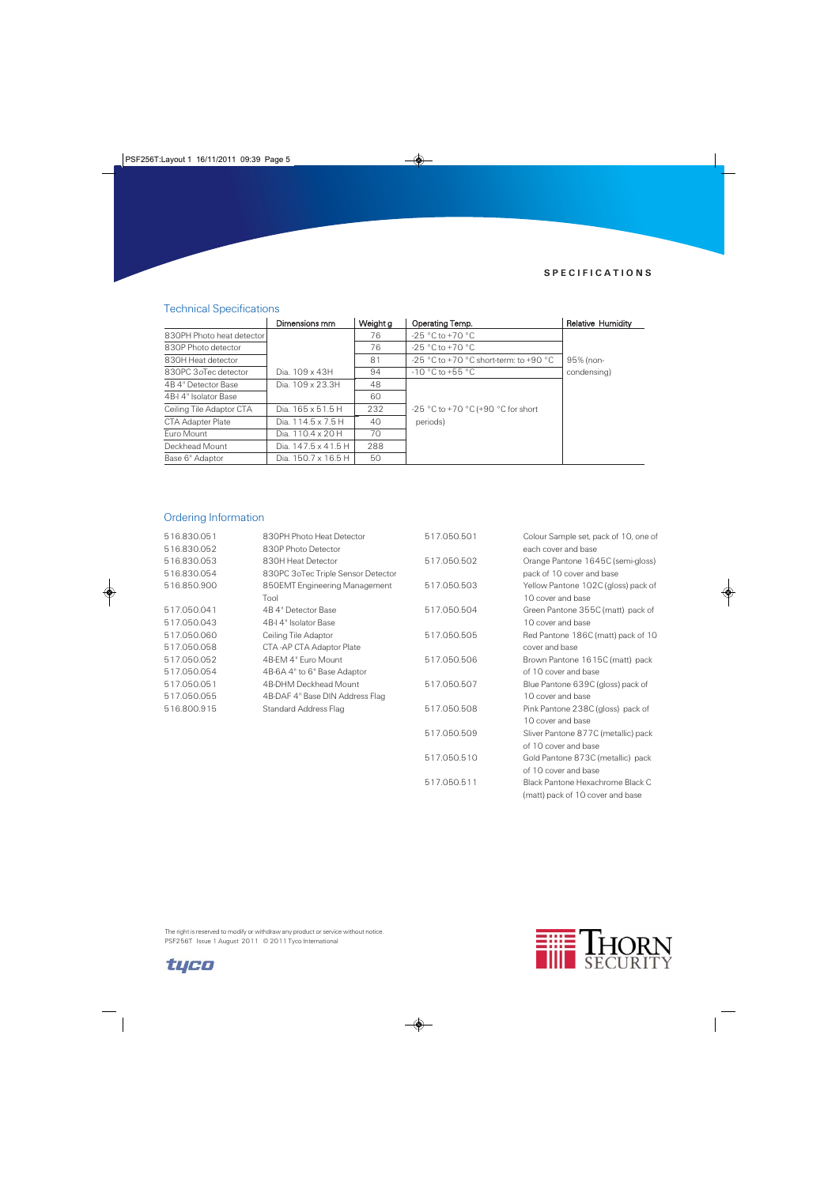## SPECIFICATIONS

### Technical Specifications

| | Dimensions mm | Weight g | Operating Temp. | Relative Humidity |
|---|---|---|---|---|
| 830PH Photo heat detector | Dia. 109 x 43H | 76 | -25 °C to +70 °C | 95% (non-condensing) |
| 830P Photo detector | | 76 | -25 °C to +70 °C | |
| 830H Heat detector | | 81 | -25 °C to +70 °C short-term: to +90 °C | |
| 830PC 3oTec detector | | 94 | -10 °C to +55 °C | |
| 4B 4" Detector Base | Dia. 109 x 23.3H | 48 | -25 °C to +70 °C (+90 °C for short periods) | |
| 4B-I 4" Isolator Base | | 60 | | |
| Ceiling Tile Adaptor CTA | Dia. 165 x 51.5 H | 232 | | |
| CTA Adapter Plate | Dia. 114.5 x 7.5 H | 40 | | |
| Euro Mount | Dia. 110.4 x 20 H | 70 | | |
| Deckhead Mount | Dia. 147.5 x 41.5 H | 288 | | |
| Base 6" Adaptor | Dia. 150.7 x 16.5 H | 50 | | |

### Ordering Information

| | |
|---|---|
| 516.830.051 | 830PH Photo Heat Detector |
| 516.830.052 | 830P Photo Detector |
| 516.830.053 | 830H Heat Detector |
| 516.830.054 | 830PC 3oTec Triple Sensor Detector |
| 516.850.900 | 850EMT Engineering Management Tool |
| 517.050.041 | 4B 4" Detector Base |
| 517.050.043 | 4B-I 4" Isolator Base |
| 517.050.060 | Ceiling Tile Adaptor |
| 517.050.058 | CTA -AP CTA Adaptor Plate |
| 517.050.052 | 4B-EM 4" Euro Mount |
| 517.050.054 | 4B-6A 4" to 6" Base Adaptor |
| 517.050.051 | 4B-DHM Deckhead Mount |
| 517.050.055 | 4B-DAF 4" Base DIN Address Flag |
| 516.800.915 | Standard Address Flag |

| | |
|---|---|
| 517.050.501 | Colour Sample set, pack of 10, one of each cover and base |
| 517.050.502 | Orange Pantone 1645C (semi-gloss) pack of 10 cover and base |
| 517.050.503 | Yellow Pantone 102C (gloss) pack of 10 cover and base |
| 517.050.504 | Green Pantone 355C (matt) pack of 10 cover and base |
| 517.050.505 | Red Pantone 186C (matt) pack of 10 cover and base |
| 517.050.506 | Brown Pantone 1615C (matt) pack of 10 cover and base |
| 517.050.507 | Blue Pantone 639C (gloss) pack of 10 cover and base |
| 517.050.508 | Pink Pantone 238C (gloss) pack of 10 cover and base |
| 517.050.509 | Sliver Pantone 877C (metallic) pack of 10 cover and base |
| 517.050.510 | Gold Pantone 873C (metallic) pack of 10 cover and base |
| 517.050.511 | Black Pantone Hexachrome Black C (matt) pack of 10 cover and base |

The right is reserved to modify or withdraw any product or service without notice.
PSF256T Issue 1 August 2011 © 2011 Tyco International

tyco

THORN SECURITY